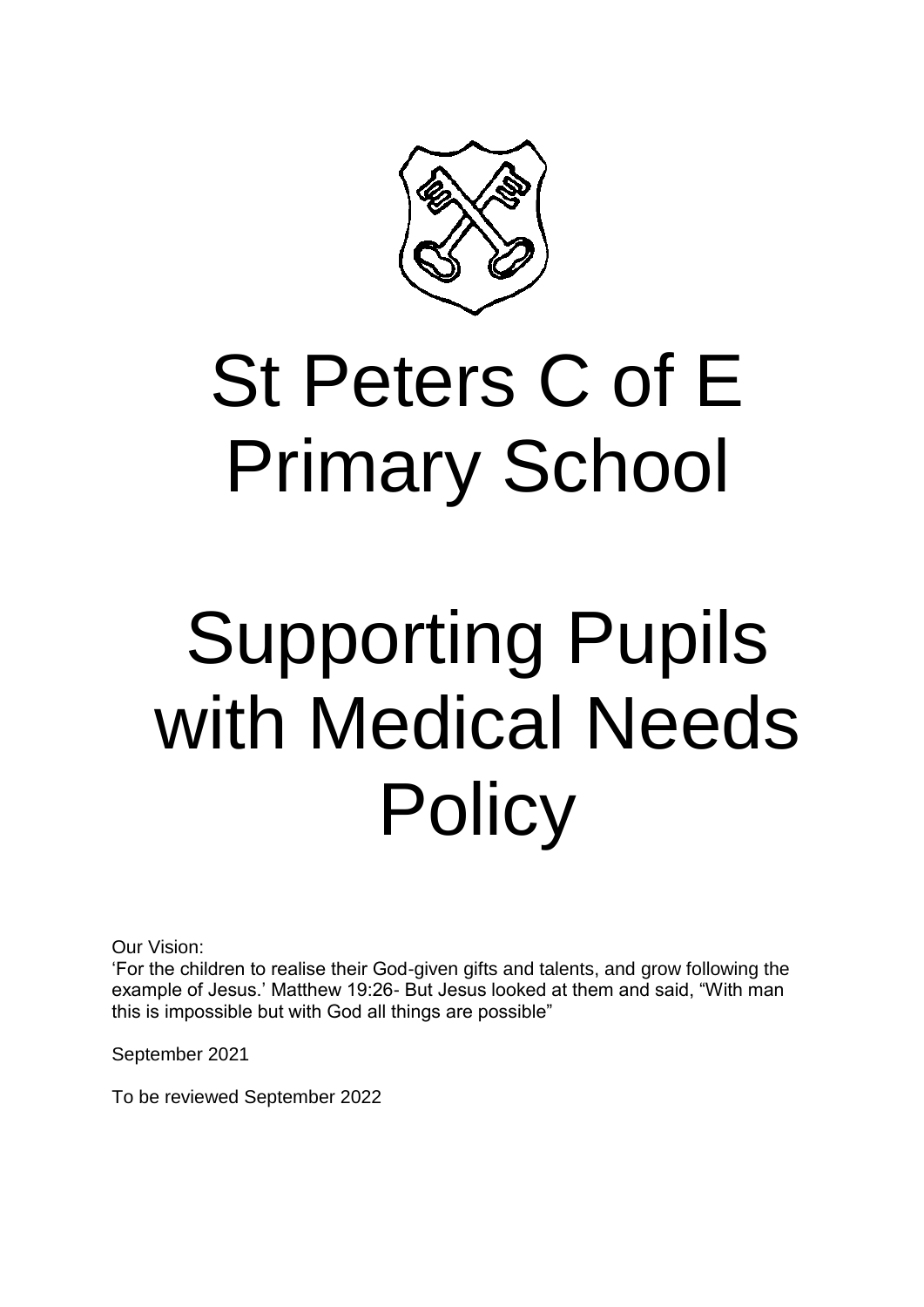# St Peters C of E Primary School

# Supporting Pupils with Medical Needs Policy

Our Vision:
'For the children to realise their God-given gifts and talents, and grow following the example of Jesus.' Matthew 19:26- But Jesus looked at them and said, "With man this is impossible but with God all things are possible"

September 2021

To be reviewed September 2022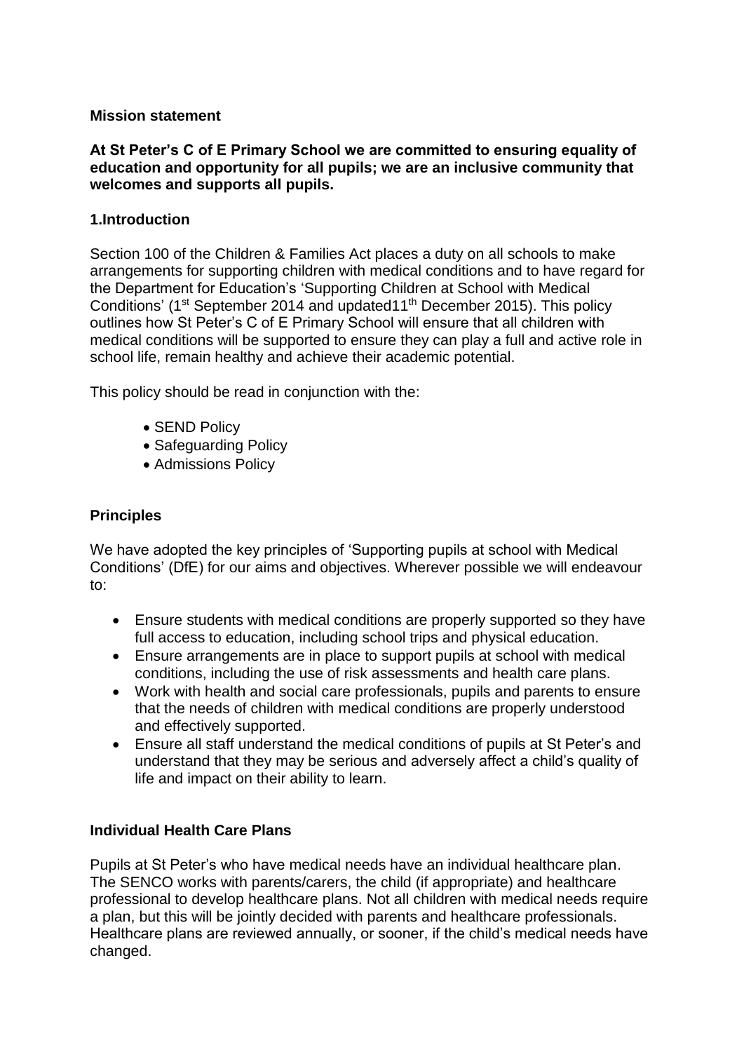**Mission statement**

**At St Peter's C of E Primary School we are committed to ensuring equality of education and opportunity for all pupils; we are an inclusive community that welcomes and supports all pupils.**

**1.Introduction**

Section 100 of the Children & Families Act places a duty on all schools to make arrangements for supporting children with medical conditions and to have regard for the Department for Education's 'Supporting Children at School with Medical Conditions' (1st September 2014 and updated11th December 2015). This policy outlines how St Peter's C of E Primary School will ensure that all children with medical conditions will be supported to ensure they can play a full and active role in school life, remain healthy and achieve their academic potential.

This policy should be read in conjunction with the:

- SEND Policy
- Safeguarding Policy
- Admissions Policy

## Principles

We have adopted the key principles of 'Supporting pupils at school with Medical Conditions' (DfE) for our aims and objectives. Wherever possible we will endeavour to:

- Ensure students with medical conditions are properly supported so they have full access to education, including school trips and physical education.
- Ensure arrangements are in place to support pupils at school with medical conditions, including the use of risk assessments and health care plans.
- Work with health and social care professionals, pupils and parents to ensure that the needs of children with medical conditions are properly understood and effectively supported.
- Ensure all staff understand the medical conditions of pupils at St Peter's and understand that they may be serious and adversely affect a child's quality of life and impact on their ability to learn.

**Individual Health Care Plans**

Pupils at St Peter's who have medical needs have an individual healthcare plan. The SENCO works with parents/carers, the child (if appropriate) and healthcare professional to develop healthcare plans. Not all children with medical needs require a plan, but this will be jointly decided with parents and healthcare professionals. Healthcare plans are reviewed annually, or sooner, if the child's medical needs have changed.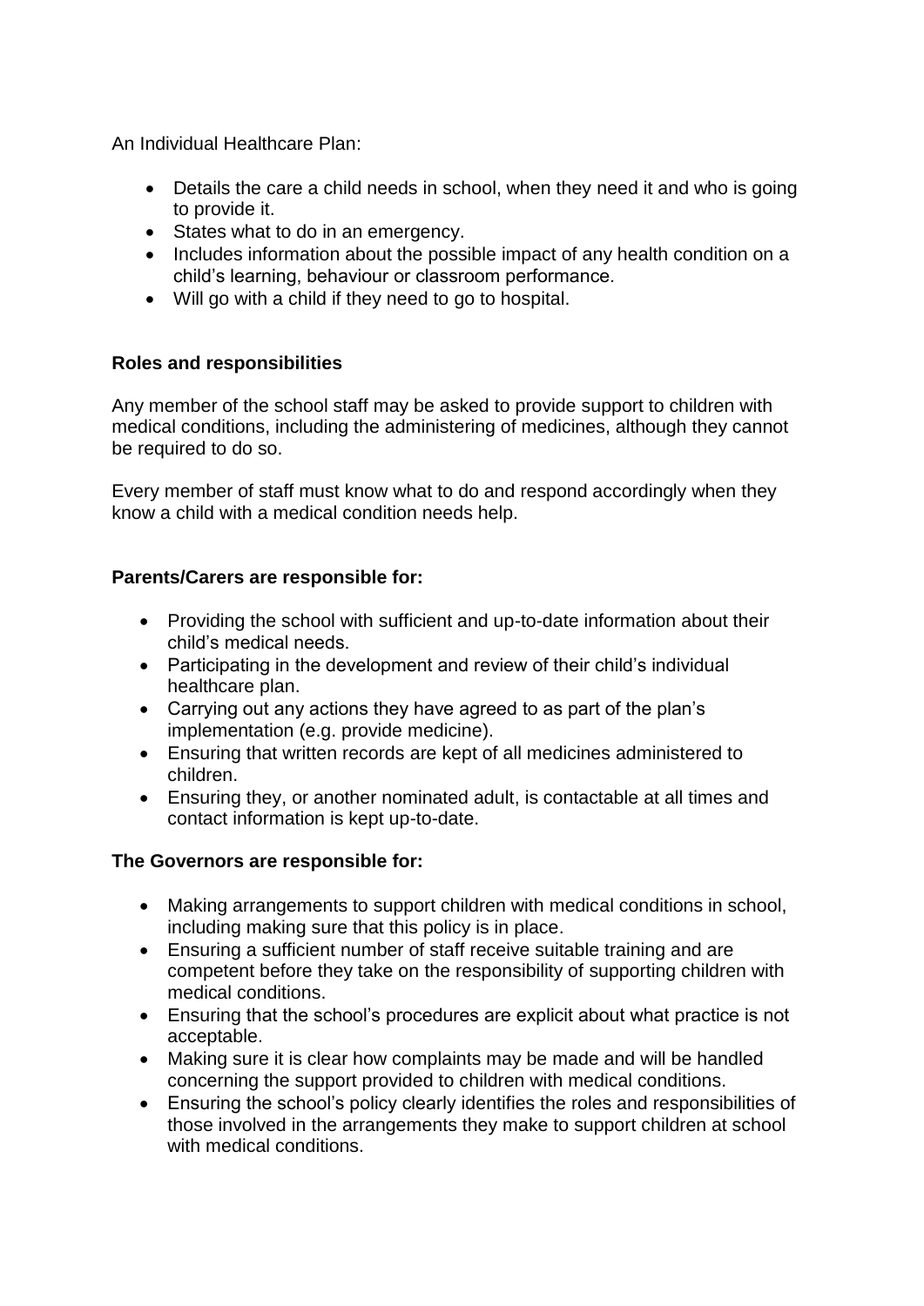An Individual Healthcare Plan:

- Details the care a child needs in school, when they need it and who is going to provide it.
- States what to do in an emergency.
- Includes information about the possible impact of any health condition on a child's learning, behaviour or classroom performance.
- Will go with a child if they need to go to hospital.

**Roles and responsibilities**

Any member of the school staff may be asked to provide support to children with medical conditions, including the administering of medicines, although they cannot be required to do so.

Every member of staff must know what to do and respond accordingly when they know a child with a medical condition needs help.

**Parents/Carers are responsible for:**

- Providing the school with sufficient and up-to-date information about their child's medical needs.
- Participating in the development and review of their child's individual healthcare plan.
- Carrying out any actions they have agreed to as part of the plan's implementation (e.g. provide medicine).
- Ensuring that written records are kept of all medicines administered to children.
- Ensuring they, or another nominated adult, is contactable at all times and contact information is kept up-to-date.

**The Governors are responsible for:**

- Making arrangements to support children with medical conditions in school, including making sure that this policy is in place.
- Ensuring a sufficient number of staff receive suitable training and are competent before they take on the responsibility of supporting children with medical conditions.
- Ensuring that the school's procedures are explicit about what practice is not acceptable.
- Making sure it is clear how complaints may be made and will be handled concerning the support provided to children with medical conditions.
- Ensuring the school's policy clearly identifies the roles and responsibilities of those involved in the arrangements they make to support children at school with medical conditions.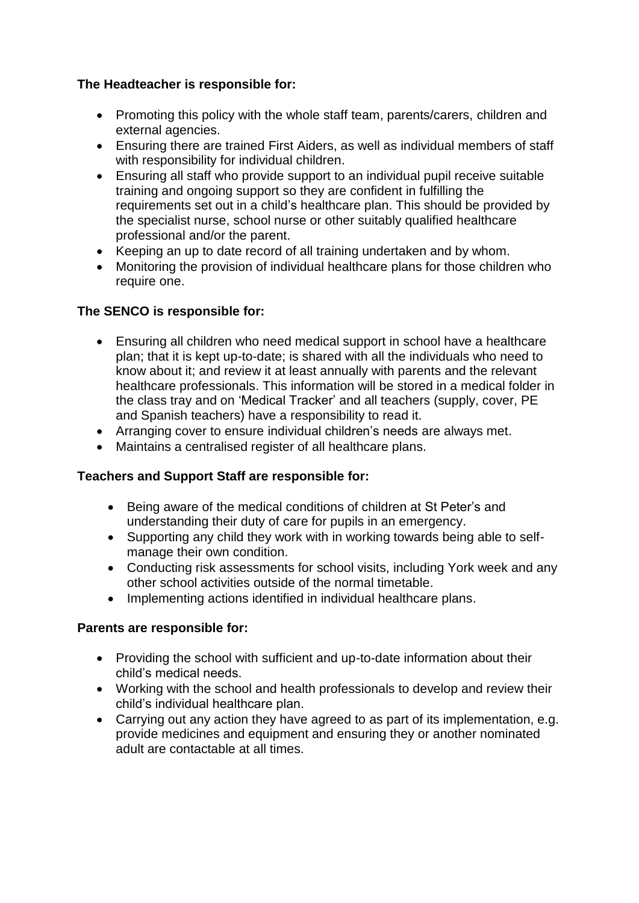**The Headteacher is responsible for:**

- Promoting this policy with the whole staff team, parents/carers, children and external agencies.
- Ensuring there are trained First Aiders, as well as individual members of staff with responsibility for individual children.
- Ensuring all staff who provide support to an individual pupil receive suitable training and ongoing support so they are confident in fulfilling the requirements set out in a child's healthcare plan. This should be provided by the specialist nurse, school nurse or other suitably qualified healthcare professional and/or the parent.
- Keeping an up to date record of all training undertaken and by whom.
- Monitoring the provision of individual healthcare plans for those children who require one.

**The SENCO is responsible for:**

- Ensuring all children who need medical support in school have a healthcare plan; that it is kept up-to-date; is shared with all the individuals who need to know about it; and review it at least annually with parents and the relevant healthcare professionals. This information will be stored in a medical folder in the class tray and on 'Medical Tracker' and all teachers (supply, cover, PE and Spanish teachers) have a responsibility to read it.
- Arranging cover to ensure individual children's needs are always met.
- Maintains a centralised register of all healthcare plans.

**Teachers and Support Staff are responsible for:**

- Being aware of the medical conditions of children at St Peter's and understanding their duty of care for pupils in an emergency.
- Supporting any child they work with in working towards being able to self-manage their own condition.
- Conducting risk assessments for school visits, including York week and any other school activities outside of the normal timetable.
- Implementing actions identified in individual healthcare plans.

**Parents are responsible for:**

- Providing the school with sufficient and up-to-date information about their child's medical needs.
- Working with the school and health professionals to develop and review their child's individual healthcare plan.
- Carrying out any action they have agreed to as part of its implementation, e.g. provide medicines and equipment and ensuring they or another nominated adult are contactable at all times.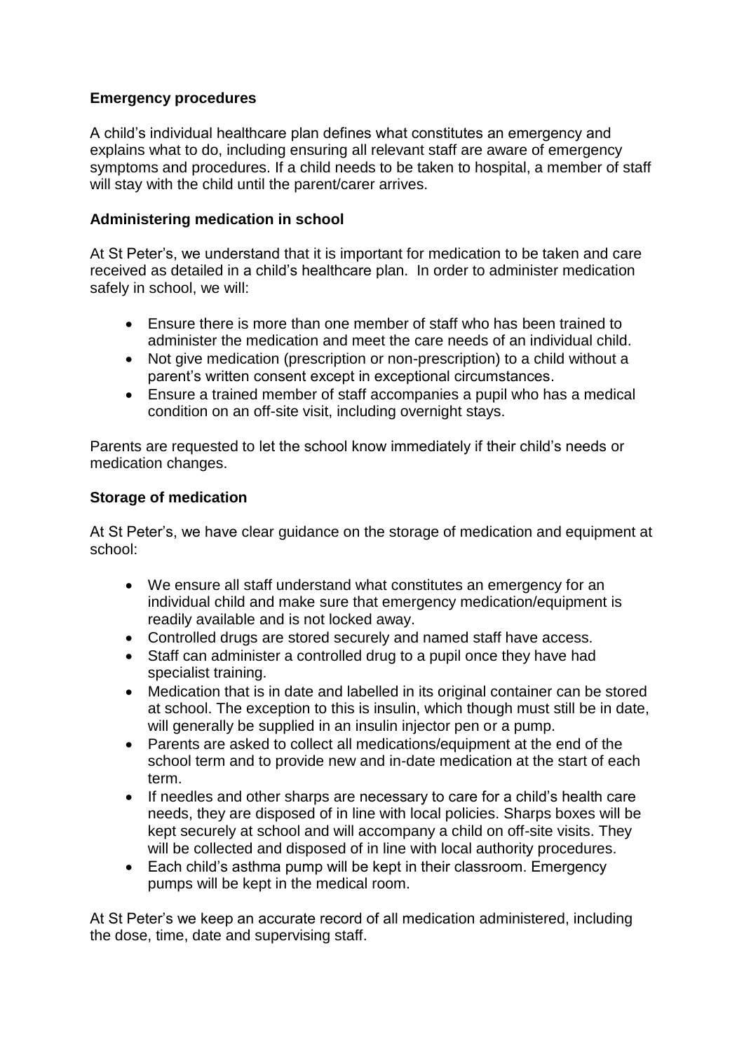**Emergency procedures**

A child's individual healthcare plan defines what constitutes an emergency and explains what to do, including ensuring all relevant staff are aware of emergency symptoms and procedures. If a child needs to be taken to hospital, a member of staff will stay with the child until the parent/carer arrives.

**Administering medication in school**

At St Peter's, we understand that it is important for medication to be taken and care received as detailed in a child's healthcare plan. In order to administer medication safely in school, we will:

- Ensure there is more than one member of staff who has been trained to administer the medication and meet the care needs of an individual child.
- Not give medication (prescription or non-prescription) to a child without a parent's written consent except in exceptional circumstances.
- Ensure a trained member of staff accompanies a pupil who has a medical condition on an off-site visit, including overnight stays.

Parents are requested to let the school know immediately if their child's needs or medication changes.

**Storage of medication**

At St Peter's, we have clear guidance on the storage of medication and equipment at school:

- We ensure all staff understand what constitutes an emergency for an individual child and make sure that emergency medication/equipment is readily available and is not locked away.
- Controlled drugs are stored securely and named staff have access.
- Staff can administer a controlled drug to a pupil once they have had specialist training.
- Medication that is in date and labelled in its original container can be stored at school. The exception to this is insulin, which though must still be in date, will generally be supplied in an insulin injector pen or a pump.
- Parents are asked to collect all medications/equipment at the end of the school term and to provide new and in-date medication at the start of each term.
- If needles and other sharps are necessary to care for a child's health care needs, they are disposed of in line with local policies. Sharps boxes will be kept securely at school and will accompany a child on off-site visits. They will be collected and disposed of in line with local authority procedures.
- Each child's asthma pump will be kept in their classroom. Emergency pumps will be kept in the medical room.

At St Peter's we keep an accurate record of all medication administered, including the dose, time, date and supervising staff.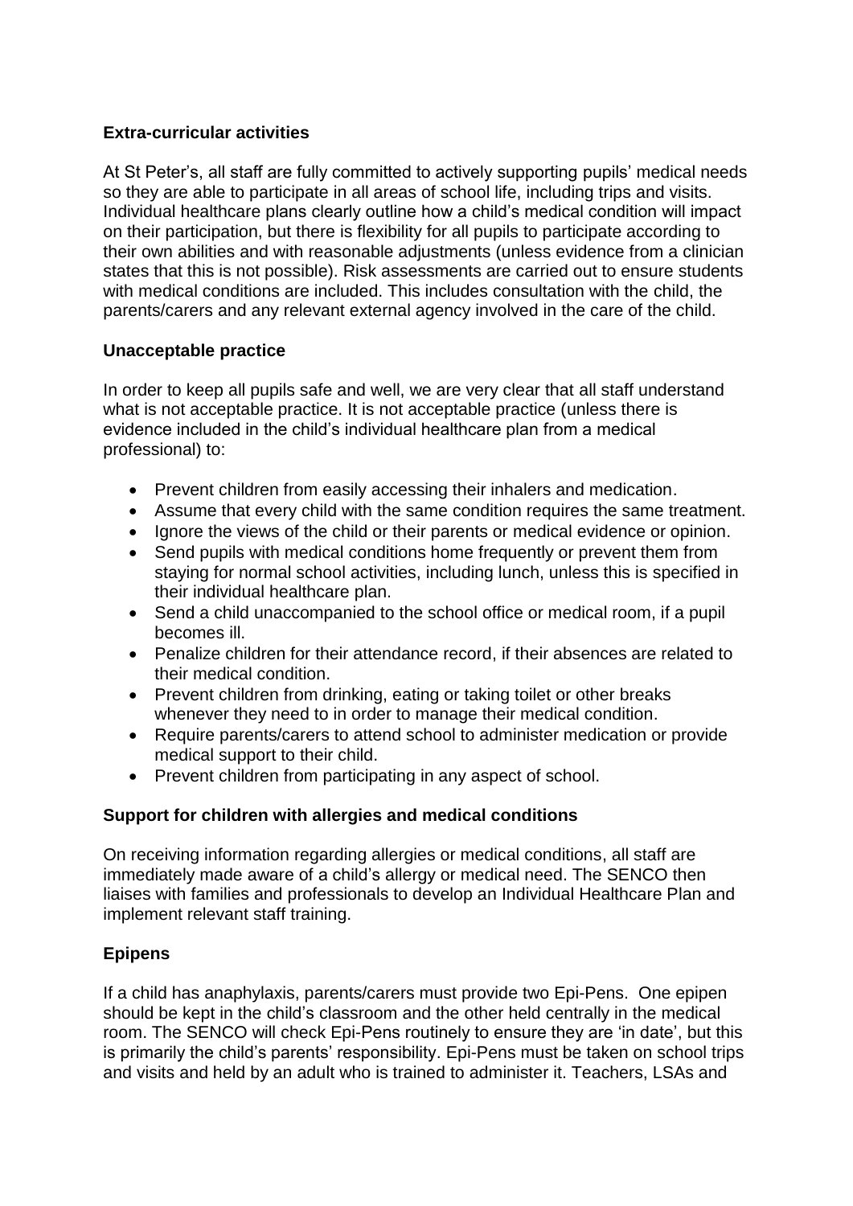**Extra-curricular activities**

At St Peter's, all staff are fully committed to actively supporting pupils' medical needs so they are able to participate in all areas of school life, including trips and visits. Individual healthcare plans clearly outline how a child's medical condition will impact on their participation, but there is flexibility for all pupils to participate according to their own abilities and with reasonable adjustments (unless evidence from a clinician states that this is not possible). Risk assessments are carried out to ensure students with medical conditions are included. This includes consultation with the child, the parents/carers and any relevant external agency involved in the care of the child.

**Unacceptable practice**

In order to keep all pupils safe and well, we are very clear that all staff understand what is not acceptable practice. It is not acceptable practice (unless there is evidence included in the child's individual healthcare plan from a medical professional) to:

- Prevent children from easily accessing their inhalers and medication.
- Assume that every child with the same condition requires the same treatment.
- Ignore the views of the child or their parents or medical evidence or opinion.
- Send pupils with medical conditions home frequently or prevent them from staying for normal school activities, including lunch, unless this is specified in their individual healthcare plan.
- Send a child unaccompanied to the school office or medical room, if a pupil becomes ill.
- Penalize children for their attendance record, if their absences are related to their medical condition.
- Prevent children from drinking, eating or taking toilet or other breaks whenever they need to in order to manage their medical condition.
- Require parents/carers to attend school to administer medication or provide medical support to their child.
- Prevent children from participating in any aspect of school.

**Support for children with allergies and medical conditions**

On receiving information regarding allergies or medical conditions, all staff are immediately made aware of a child's allergy or medical need. The SENCO then liaises with families and professionals to develop an Individual Healthcare Plan and implement relevant staff training.

**Epipens**

If a child has anaphylaxis, parents/carers must provide two Epi-Pens. One epipen should be kept in the child's classroom and the other held centrally in the medical room. The SENCO will check Epi-Pens routinely to ensure they are 'in date', but this is primarily the child's parents' responsibility. Epi-Pens must be taken on school trips and visits and held by an adult who is trained to administer it. Teachers, LSAs and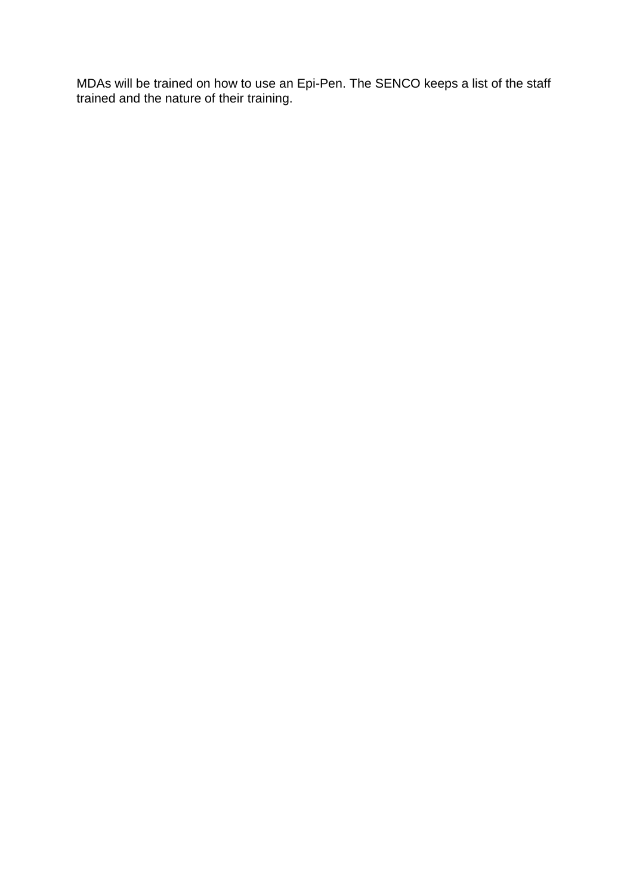MDAs will be trained on how to use an Epi-Pen. The SENCO keeps a list of the staff trained and the nature of their training.